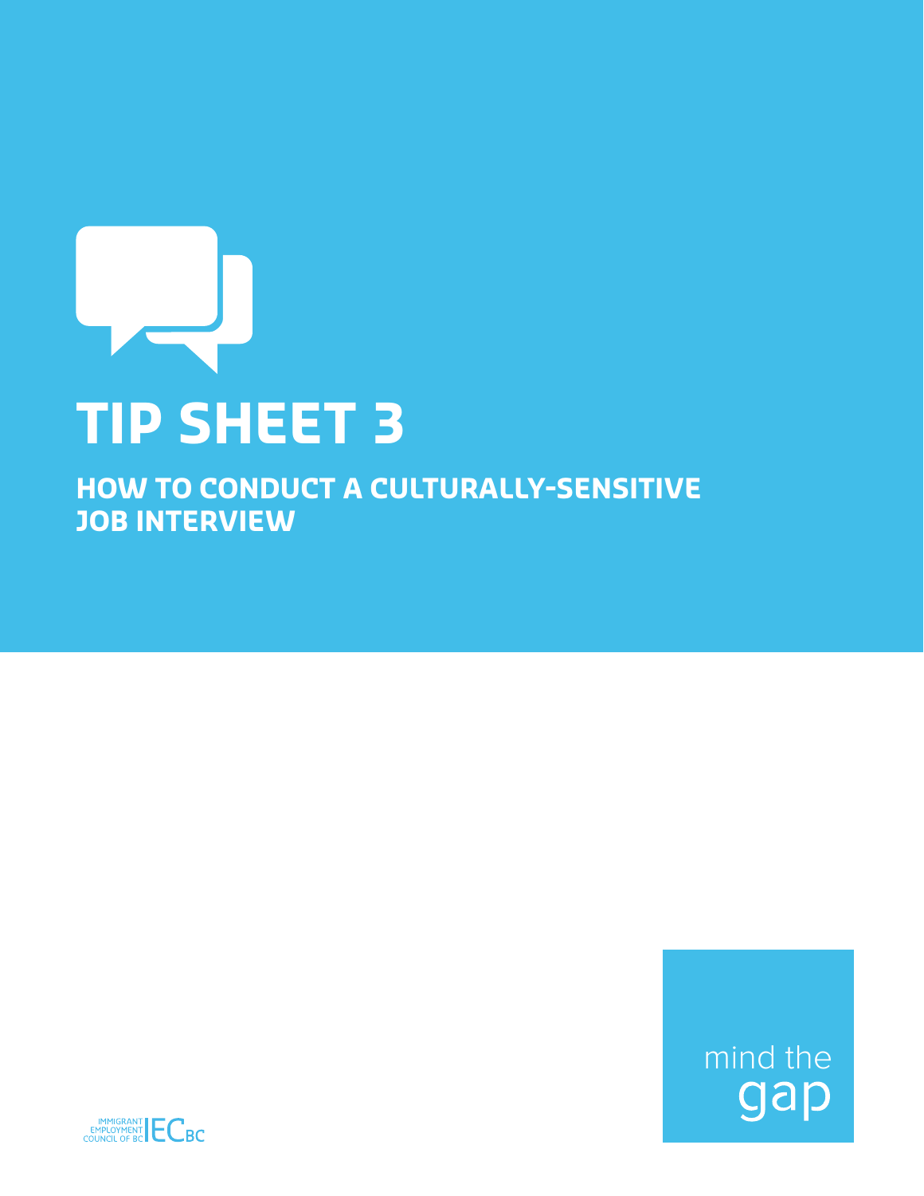# TIP SHEET 3

## HOW TO CONDUCT A CULTURALLY-SENSITIVE JOB INTERVIEW

mind the gap

IMMIGRANT EMPLOYMENT COUNCIL OF BC IECBC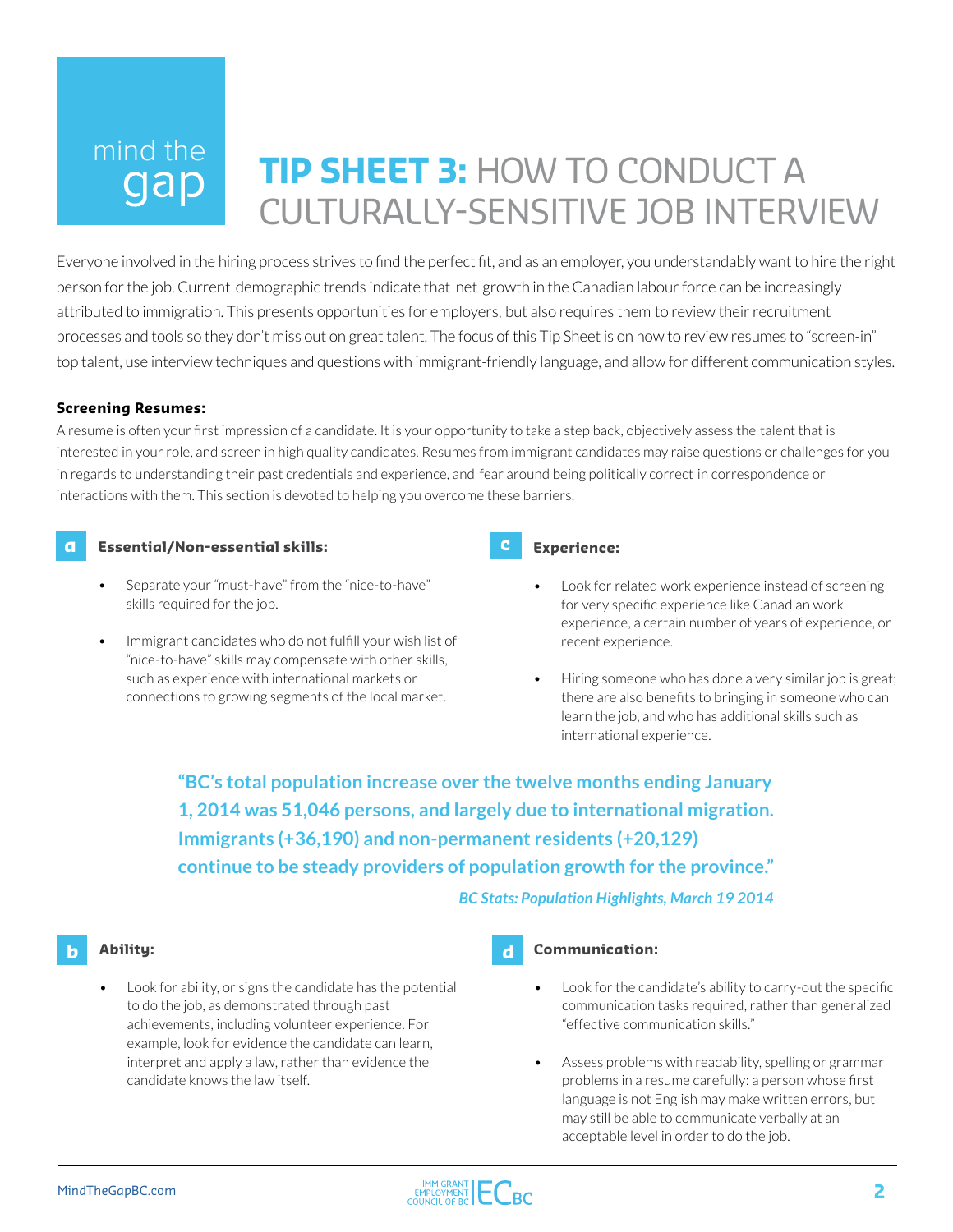mind the gap

# TIP SHEET 3: HOW TO CONDUCT A CULTURALLY-SENSITIVE JOB INTERVIEW

Everyone involved in the hiring process strives to find the perfect fit, and as an employer, you understandably want to hire the right person for the job. Current demographic trends indicate that net growth in the Canadian labour force can be increasingly attributed to immigration. This presents opportunities for employers, but also requires them to review their recruitment processes and tools so they don't miss out on great talent. The focus of this Tip Sheet is on how to review resumes to "screen-in" top talent, use interview techniques and questions with immigrant-friendly language, and allow for different communication styles.

## Screening Resumes:

A resume is often your first impression of a candidate. It is your opportunity to take a step back, objectively assess the talent that is interested in your role, and screen in high quality candidates. Resumes from immigrant candidates may raise questions or challenges for you in regards to understanding their past credentials and experience, and fear around being politically correct in correspondence or interactions with them. This section is devoted to helping you overcome these barriers.

### a Essential/Non-essential skills:

- Separate your "must-have" from the "nice-to-have" skills required for the job.
- Immigrant candidates who do not fulfill your wish list of "nice-to-have" skills may compensate with other skills, such as experience with international markets or connections to growing segments of the local market.

### b Ability:

- Look for ability, or signs the candidate has the potential to do the job, as demonstrated through past achievements, including volunteer experience. For example, look for evidence the candidate can learn, interpret and apply a law, rather than evidence the candidate knows the law itself.

### c Experience:

- Look for related work experience instead of screening for very specific experience like Canadian work experience, a certain number of years of experience, or recent experience.
- Hiring someone who has done a very similar job is great; there are also benefits to bringing in someone who can learn the job, and who has additional skills such as international experience.

### d Communication:

- Look for the candidate's ability to carry-out the specific communication tasks required, rather than generalized "effective communication skills."
- Assess problems with readability, spelling or grammar problems in a resume carefully: a person whose first language is not English may make written errors, but may still be able to communicate verbally at an acceptable level in order to do the job.

> **"BC's total population increase over the twelve months ending January 1, 2014 was 51,046 persons, and largely due to international migration. Immigrants (+36,190) and non-permanent residents (+20,129) continue to be steady providers of population growth for the province."**
>
> ***BC Stats: Population Highlights, March 19 2014***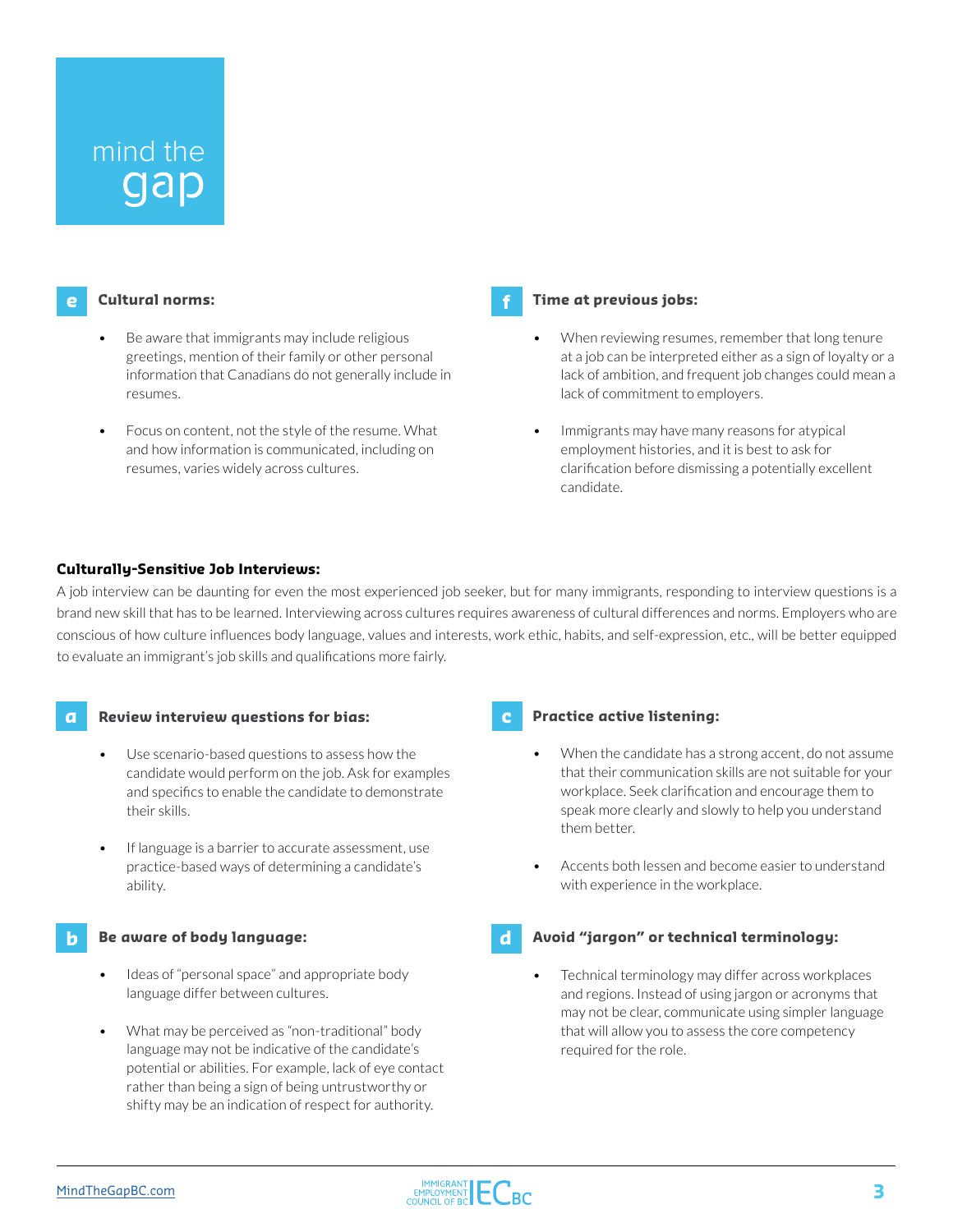mind the gap

**e** **Cultural norms:**

- Be aware that immigrants may include religious greetings, mention of their family or other personal information that Canadians do not generally include in resumes.
- Focus on content, not the style of the resume. What and how information is communicated, including on resumes, varies widely across cultures.

**f** **Time at previous jobs:**

- When reviewing resumes, remember that long tenure at a job can be interpreted either as a sign of loyalty or a lack of ambition, and frequent job changes could mean a lack of commitment to employers.
- Immigrants may have many reasons for atypical employment histories, and it is best to ask for clarification before dismissing a potentially excellent candidate.

## Culturally-Sensitive Job Interviews:

A job interview can be daunting for even the most experienced job seeker, but for many immigrants, responding to interview questions is a brand new skill that has to be learned. Interviewing across cultures requires awareness of cultural differences and norms. Employers who are conscious of how culture influences body language, values and interests, work ethic, habits, and self-expression, etc., will be better equipped to evaluate an immigrant's job skills and qualifications more fairly.

**a** **Review interview questions for bias:**

- Use scenario-based questions to assess how the candidate would perform on the job. Ask for examples and specifics to enable the candidate to demonstrate their skills.
- If language is a barrier to accurate assessment, use practice-based ways of determining a candidate's ability.

**b** **Be aware of body language:**

- Ideas of "personal space" and appropriate body language differ between cultures.
- What may be perceived as "non-traditional" body language may not be indicative of the candidate's potential or abilities. For example, lack of eye contact rather than being a sign of being untrustworthy or shifty may be an indication of respect for authority.

**c** **Practice active listening:**

- When the candidate has a strong accent, do not assume that their communication skills are not suitable for your workplace. Seek clarification and encourage them to speak more clearly and slowly to help you understand them better.
- Accents both lessen and become easier to understand with experience in the workplace.

**d** **Avoid "jargon" or technical terminology:**

- Technical terminology may differ across workplaces and regions. Instead of using jargon or acronyms that may not be clear, communicate using simpler language that will allow you to assess the core competency required for the role.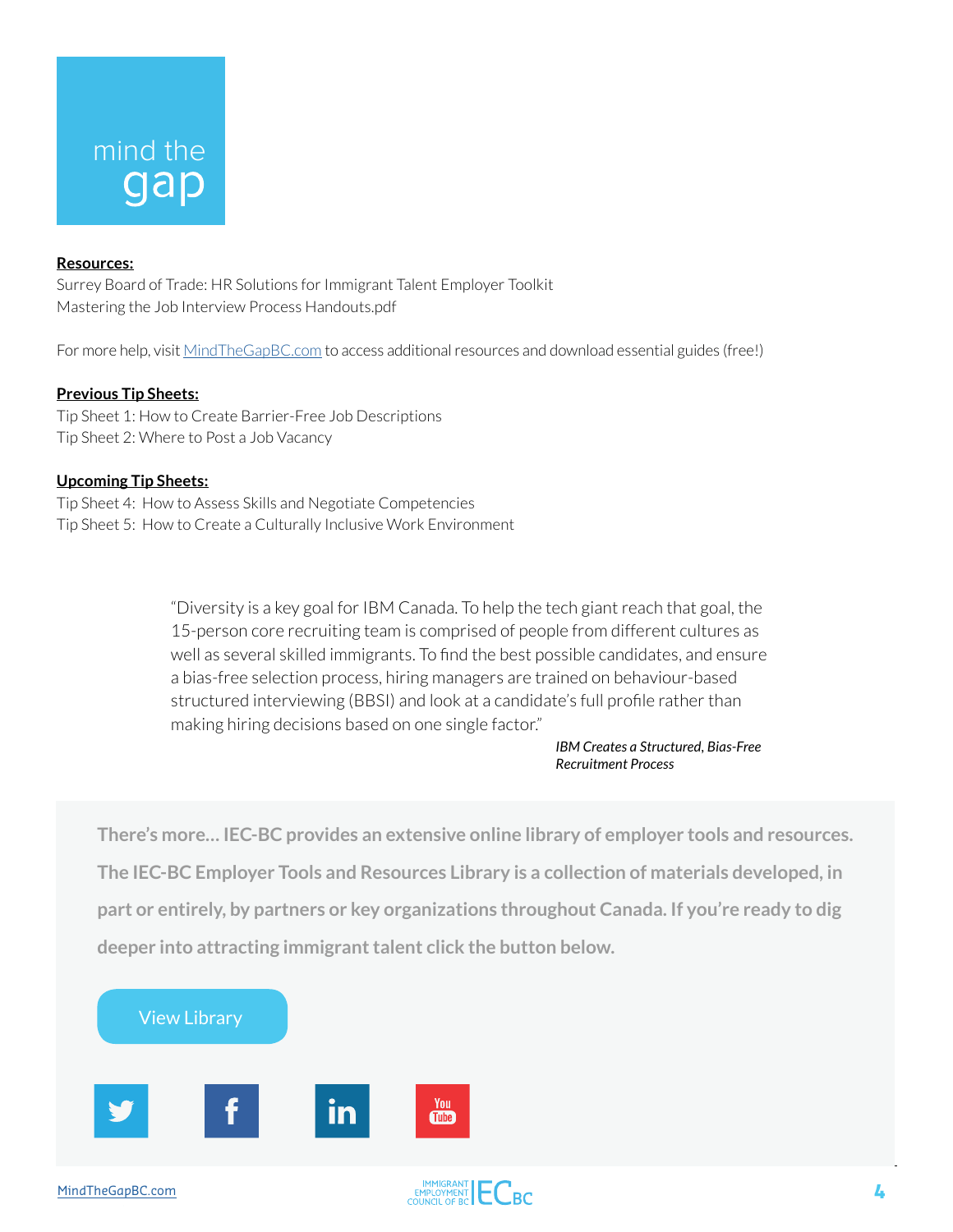mind the gap

**Resources:**

Surrey Board of Trade: HR Solutions for Immigrant Talent Employer Toolkit
Mastering the Job Interview Process Handouts.pdf

For more help, visit [MindTheGapBC.com](MindTheGapBC.com) to access additional resources and download essential guides (free!)

**Previous Tip Sheets:**

Tip Sheet 1: How to Create Barrier-Free Job Descriptions
Tip Sheet 2: Where to Post a Job Vacancy

**Upcoming Tip Sheets:**

Tip Sheet 4: How to Assess Skills and Negotiate Competencies
Tip Sheet 5: How to Create a Culturally Inclusive Work Environment

> "Diversity is a key goal for IBM Canada. To help the tech giant reach that goal, the 15-person core recruiting team is comprised of people from different cultures as well as several skilled immigrants. To find the best possible candidates, and ensure a bias-free selection process, hiring managers are trained on behaviour-based structured interviewing (BBSI) and look at a candidate's full profile rather than making hiring decisions based on one single factor."
>
> *IBM Creates a Structured, Bias-Free Recruitment Process*

**There's more... IEC-BC provides an extensive online library of employer tools and resources. The IEC-BC Employer Tools and Resources Library is a collection of materials developed, in part or entirely, by partners or key organizations throughout Canada. If you're ready to dig deeper into attracting immigrant talent click the button below.**

View Library

MindTheGapBC.com

IMMIGRANT EMPLOYMENT COUNCIL OF BC IECBC